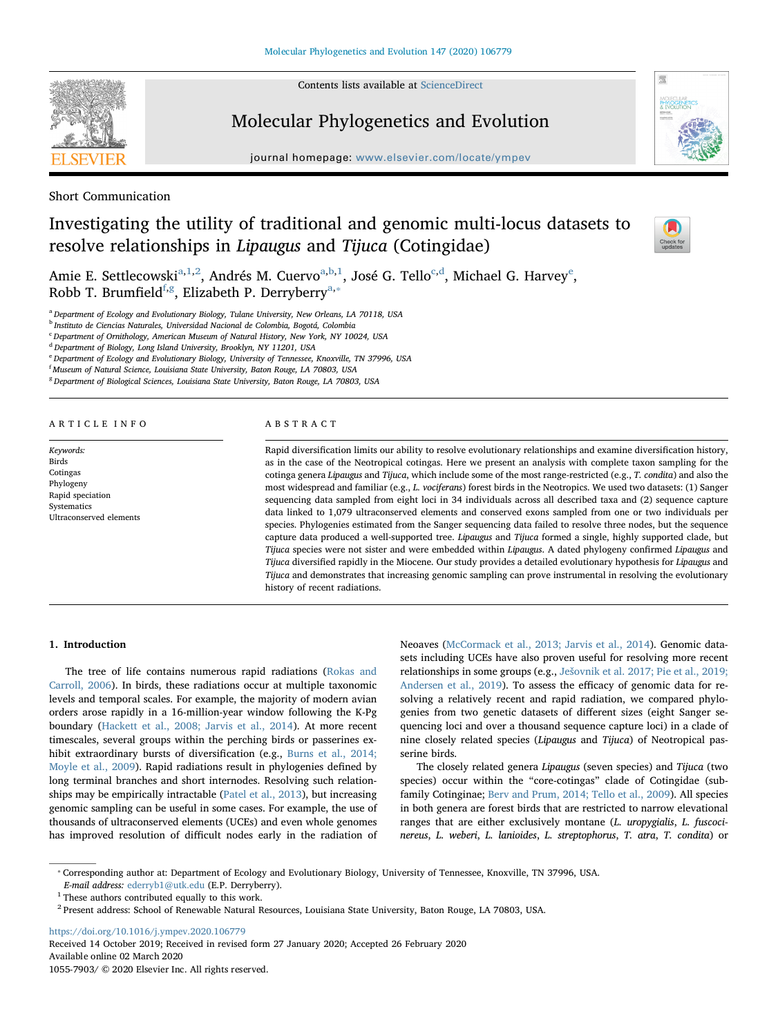Short Communication

# Investigating the utility of traditional and genomic multi-locus datasets to resolve relationships in *Lipaugus* and *Tijuca* (Cotingidae)

Amie E. Settlecowski[a,1,2], Andrés M. Cuervo[a,b,1], José G. Tello[c,d], Michael G. Harvey[e], Robb T. Brumfield[f,g], Elizabeth P. Derryberry[a,*]

[a] Department of Ecology and Evolutionary Biology, Tulane University, New Orleans, LA 70118, USA
[b] Instituto de Ciencias Naturales, Universidad Nacional de Colombia, Bogotá, Colombia
[c] Department of Ornithology, American Museum of Natural History, New York, NY 10024, USA
[d] Department of Biology, Long Island University, Brooklyn, NY 11201, USA
[e] Department of Ecology and Evolutionary Biology, University of Tennessee, Knoxville, TN 37996, USA
[f] Museum of Natural Science, Louisiana State University, Baton Rouge, LA 70803, USA
[g] Department of Biological Sciences, Louisiana State University, Baton Rouge, LA 70803, USA

## ARTICLE INFO

*Keywords:*
Birds
Cotingas
Phylogeny
Rapid speciation
Systematics
Ultraconserved elements

## ABSTRACT

Rapid diversification limits our ability to resolve evolutionary relationships and examine diversification history, as in the case of the Neotropical cotingas. Here we present an analysis with complete taxon sampling for the cotinga genera *Lipaugus* and *Tijuca*, which include some of the most range-restricted (e.g., *T. condita*) and also the most widespread and familiar (e.g., *L. vociferans*) forest birds in the Neotropics. We used two datasets: (1) Sanger sequencing data sampled from eight loci in 34 individuals across all described taxa and (2) sequence capture data linked to 1,079 ultraconserved elements and conserved exons sampled from one or two individuals per species. Phylogenies estimated from the Sanger sequencing data failed to resolve three nodes, but the sequence capture data produced a well-supported tree. *Lipaugus* and *Tijuca* formed a single, highly supported clade, but *Tijuca* species were not sister and were embedded within *Lipaugus*. A dated phylogeny confirmed *Lipaugus* and *Tijuca* diversified rapidly in the Miocene. Our study provides a detailed evolutionary hypothesis for *Lipaugus* and *Tijuca* and demonstrates that increasing genomic sampling can prove instrumental in resolving the evolutionary history of recent radiations.

## 1. Introduction

The tree of life contains numerous rapid radiations (Rokas and Carroll, 2006). In birds, these radiations occur at multiple taxonomic levels and temporal scales. For example, the majority of modern avian orders arose rapidly in a 16-million-year window following the K-Pg boundary (Hackett et al., 2008; Jarvis et al., 2014). At more recent timescales, several groups within the perching birds or passerines exhibit extraordinary bursts of diversification (e.g., Burns et al., 2014; Moyle et al., 2009). Rapid radiations result in phylogenies defined by long terminal branches and short internodes. Resolving such relationships may be empirically intractable (Patel et al., 2013), but increasing genomic sampling can be useful in some cases. For example, the use of thousands of ultraconserved elements (UCEs) and even whole genomes has improved resolution of difficult nodes early in the radiation of Neoaves (McCormack et al., 2013; Jarvis et al., 2014). Genomic datasets including UCEs have also proven useful for resolving more recent relationships in some groups (e.g., Ješovnik et al. 2017; Pie et al., 2019; Andersen et al., 2019). To assess the efficacy of genomic data for resolving a relatively recent and rapid radiation, we compared phylogenies from two genetic datasets of different sizes (eight Sanger sequencing loci and over a thousand sequence capture loci) in a clade of nine closely related species (*Lipaugus* and *Tijuca*) of Neotropical passerine birds.

The closely related genera *Lipaugus* (seven species) and *Tijuca* (two species) occur within the "core-cotingas" clade of Cotingidae (subfamily Cotinginae; Berv and Prum, 2014; Tello et al., 2009). All species in both genera are forest birds that are restricted to narrow elevational ranges that are either exclusively montane (*L. uropygialis*, *L. fuscocinereus*, *L. weberi*, *L. lanioides*, *L. streptophorus*, *T. atra*, *T. condita*) or

[*] Corresponding author at: Department of Ecology and Evolutionary Biology, University of Tennessee, Knoxville, TN 37996, USA.
*E-mail address:* ederryb1@utk.edu (E.P. Derryberry).
[1] These authors contributed equally to this work.
[2] Present address: School of Renewable Natural Resources, Louisiana State University, Baton Rouge, LA 70803, USA.

https://doi.org/10.1016/j.ympev.2020.106779
Received 14 October 2019; Received in revised form 27 January 2020; Accepted 26 February 2020
Available online 02 March 2020
1055-7903/ © 2020 Elsevier Inc. All rights reserved.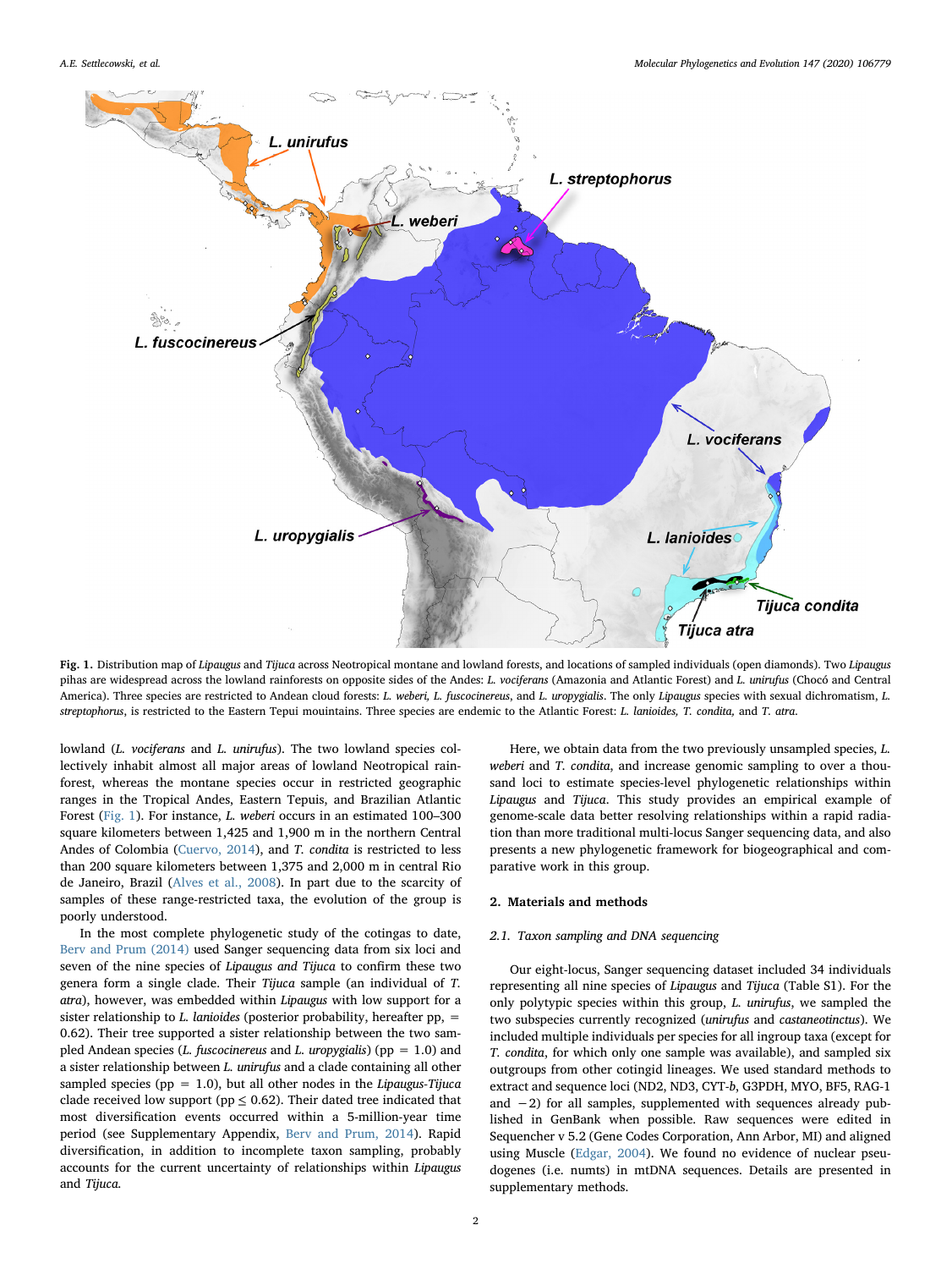**Fig. 1.** Distribution map of *Lipaugus* and *Tijuca* across Neotropical montane and lowland forests, and locations of sampled individuals (open diamonds). Two *Lipaugus* pihas are widespread across the lowland rainforests on opposite sides of the Andes: *L. vociferans* (Amazonia and Atlantic Forest) and *L. unirufus* (Chocó and Central America). Three species are restricted to Andean cloud forests: *L. weberi, L. fuscocinereus*, and *L. uropygialis*. The only *Lipaugus* species with sexual dichromatism, *L. streptophorus*, is restricted to the Eastern Tepui mountains. Three species are endemic to the Atlantic Forest: *L. lanioides, T. condita,* and *T. atra*.

lowland (*L. vociferans* and *L. unirufus*). The two lowland species collectively inhabit almost all major areas of lowland Neotropical rainforest, whereas the montane species occur in restricted geographic ranges in the Tropical Andes, Eastern Tepuis, and Brazilian Atlantic Forest (Fig. 1). For instance, *L. weberi* occurs in an estimated 100–300 square kilometers between 1,425 and 1,900 m in the northern Central Andes of Colombia (Cuervo, 2014), and *T. condita* is restricted to less than 200 square kilometers between 1,375 and 2,000 m in central Rio de Janeiro, Brazil (Alves et al., 2008). In part due to the scarcity of samples of these range-restricted taxa, the evolution of the group is poorly understood.

In the most complete phylogenetic study of the cotingas to date, Berv and Prum (2014) used Sanger sequencing data from six loci and seven of the nine species of *Lipaugus and Tijuca* to confirm these two genera form a single clade. Their *Tijuca* sample (an individual of *T. atra*), however, was embedded within *Lipaugus* with low support for a sister relationship to *L. lanioides* (posterior probability, hereafter pp, = 0.62). Their tree supported a sister relationship between the two sampled Andean species (*L. fuscocinereus* and *L. uropygialis*) (pp = 1.0) and a sister relationship between *L. unirufus* and a clade containing all other sampled species (pp = 1.0), but all other nodes in the *Lipaugus-Tijuca* clade received low support (pp ≤ 0.62). Their dated tree indicated that most diversification events occurred within a 5-million-year time period (see Supplementary Appendix, Berv and Prum, 2014). Rapid diversification, in addition to incomplete taxon sampling, probably accounts for the current uncertainty of relationships within *Lipaugus* and *Tijuca*.

Here, we obtain data from the two previously unsampled species, *L. weberi* and *T. condita,* and increase genomic sampling to over a thousand loci to estimate species-level phylogenetic relationships within *Lipaugus* and *Tijuca*. This study provides an empirical example of genome-scale data better resolving relationships within a rapid radiation than more traditional multi-locus Sanger sequencing data, and also presents a new phylogenetic framework for biogeographical and comparative work in this group.

## 2. Materials and methods

### 2.1. Taxon sampling and DNA sequencing

Our eight-locus, Sanger sequencing dataset included 34 individuals representing all nine species of *Lipaugus* and *Tijuca* (Table S1). For the only polytypic species within this group, *L. unirufus*, we sampled the two subspecies currently recognized (*unirufus* and *castaneotinctus*). We included multiple individuals per species for all ingroup taxa (except for *T. condita*, for which only one sample was available), and sampled six outgroups from other cotingid lineages. We used standard methods to extract and sequence loci (ND2, ND3, CYT-*b*, G3PDH, MYO, BF5, RAG-1 and −2) for all samples, supplemented with sequences already published in GenBank when possible. Raw sequences were edited in Sequencher v 5.2 (Gene Codes Corporation, Ann Arbor, MI) and aligned using Muscle (Edgar, 2004). We found no evidence of nuclear pseudogenes (i.e. numts) in mtDNA sequences. Details are presented in supplementary methods.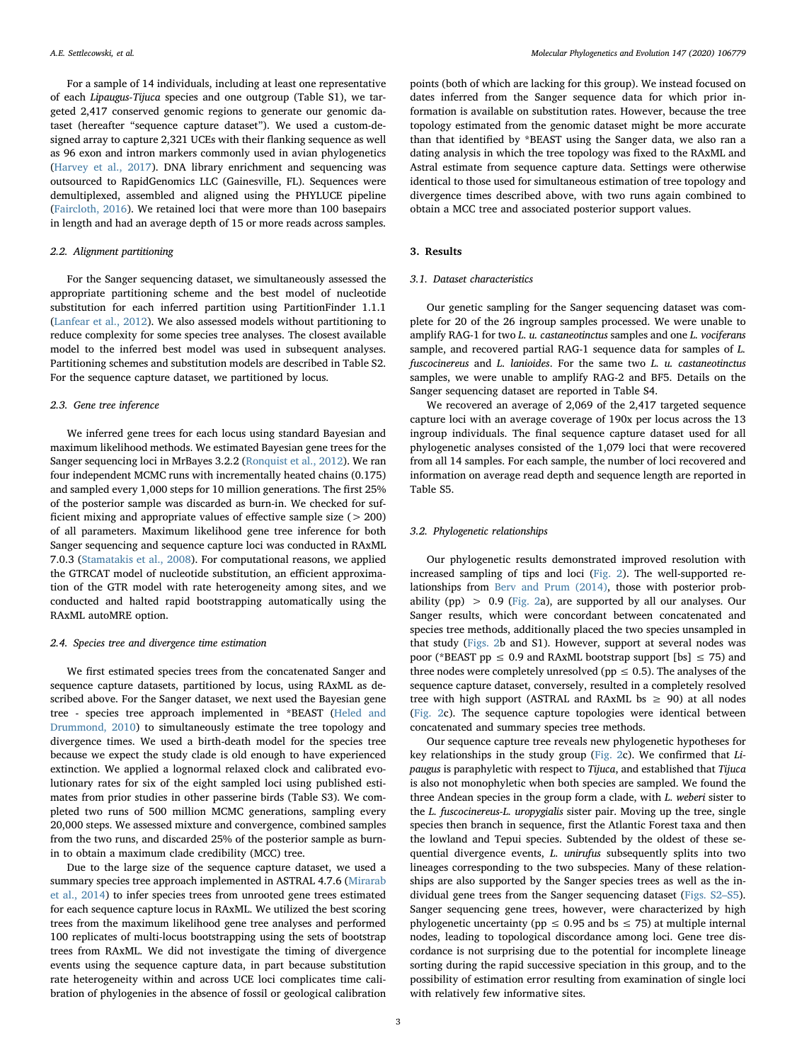For a sample of 14 individuals, including at least one representative of each *Lipaugus-Tijuca* species and one outgroup (Table S1), we targeted 2,417 conserved genomic regions to generate our genomic dataset (hereafter "sequence capture dataset"). We used a custom-designed array to capture 2,321 UCEs with their flanking sequence as well as 96 exon and intron markers commonly used in avian phylogenetics (Harvey et al., 2017). DNA library enrichment and sequencing was outsourced to RapidGenomics LLC (Gainesville, FL). Sequences were demultiplexed, assembled and aligned using the PHYLUCE pipeline (Faircloth, 2016). We retained loci that were more than 100 basepairs in length and had an average depth of 15 or more reads across samples.

### 2.2. Alignment partitioning

For the Sanger sequencing dataset, we simultaneously assessed the appropriate partitioning scheme and the best model of nucleotide substitution for each inferred partition using PartitionFinder 1.1.1 (Lanfear et al., 2012). We also assessed models without partitioning to reduce complexity for some species tree analyses. The closest available model to the inferred best model was used in subsequent analyses. Partitioning schemes and substitution models are described in Table S2. For the sequence capture dataset, we partitioned by locus.

### 2.3. Gene tree inference

We inferred gene trees for each locus using standard Bayesian and maximum likelihood methods. We estimated Bayesian gene trees for the Sanger sequencing loci in MrBayes 3.2.2 (Ronquist et al., 2012). We ran four independent MCMC runs with incrementally heated chains (0.175) and sampled every 1,000 steps for 10 million generations. The first 25% of the posterior sample was discarded as burn-in. We checked for sufficient mixing and appropriate values of effective sample size (> 200) of all parameters. Maximum likelihood gene tree inference for both Sanger sequencing and sequence capture loci was conducted in RAxML 7.0.3 (Stamatakis et al., 2008). For computational reasons, we applied the GTRCAT model of nucleotide substitution, an efficient approximation of the GTR model with rate heterogeneity among sites, and we conducted and halted rapid bootstrapping automatically using the RAxML autoMRE option.

### 2.4. Species tree and divergence time estimation

We first estimated species trees from the concatenated Sanger and sequence capture datasets, partitioned by locus, using RAxML as described above. For the Sanger dataset, we next used the Bayesian gene tree - species tree approach implemented in *BEAST (Heled and Drummond, 2010) to simultaneously estimate the tree topology and divergence times. We used a birth-death model for the species tree because we expect the study clade is old enough to have experienced extinction. We applied a lognormal relaxed clock and calibrated evolutionary rates for six of the eight sampled loci using published estimates from prior studies in other passerine birds (Table S3). We completed two runs of 500 million MCMC generations, sampling every 20,000 steps. We assessed mixture and convergence, combined samples from the two runs, and discarded 25% of the posterior sample as burn-in to obtain a maximum clade credibility (MCC) tree.

Due to the large size of the sequence capture dataset, we used a summary species tree approach implemented in ASTRAL 4.7.6 (Mirarab et al., 2014) to infer species trees from unrooted gene trees estimated for each sequence capture locus in RAxML. We utilized the best scoring trees from the maximum likelihood gene tree analyses and performed 100 replicates of multi-locus bootstrapping using the sets of bootstrap trees from RAxML. We did not investigate the timing of divergence events using the sequence capture data, in part because substitution rate heterogeneity within and across UCE loci complicates time calibration of phylogenies in the absence of fossil or geological calibration points (both of which are lacking for this group). We instead focused on dates inferred from the Sanger sequence data for which prior information is available on substitution rates. However, because the tree topology estimated from the genomic dataset might be more accurate than that identified by *BEAST using the Sanger data, we also ran a dating analysis in which the tree topology was fixed to the RAxML and Astral estimate from sequence capture data. Settings were otherwise identical to those used for simultaneous estimation of tree topology and divergence times described above, with two runs again combined to obtain a MCC tree and associated posterior support values.

## 3. Results

### 3.1. Dataset characteristics

Our genetic sampling for the Sanger sequencing dataset was complete for 20 of the 26 ingroup samples processed. We were unable to amplify RAG-1 for two *L. u. castaneotinctus* samples and one *L. vociferans* sample, and recovered partial RAG-1 sequence data for samples of *L. fuscocinereus* and *L. lanioides*. For the same two *L. u. castaneotinctus* samples, we were unable to amplify RAG-2 and BF5. Details on the Sanger sequencing dataset are reported in Table S4.

We recovered an average of 2,069 of the 2,417 targeted sequence capture loci with an average coverage of 190x per locus across the 13 ingroup individuals. The final sequence capture dataset used for all phylogenetic analyses consisted of the 1,079 loci that were recovered from all 14 samples. For each sample, the number of loci recovered and information on average read depth and sequence length are reported in Table S5.

### 3.2. Phylogenetic relationships

Our phylogenetic results demonstrated improved resolution with increased sampling of tips and loci (Fig. 2). The well-supported relationships from Berv and Prum (2014), those with posterior probability (pp) > 0.9 (Fig. 2a), are supported by all our analyses. Our Sanger results, which were concordant between concatenated and species tree methods, additionally placed the two species unsampled in that study (Figs. 2b and S1). However, support at several nodes was poor (*BEAST pp ≤ 0.9 and RAxML bootstrap support [bs] ≤ 75) and three nodes were completely unresolved (pp ≤ 0.5). The analyses of the sequence capture dataset, conversely, resulted in a completely resolved tree with high support (ASTRAL and RAxML bs ≥ 90) at all nodes (Fig. 2c). The sequence capture topologies were identical between concatenated and summary species tree methods.

Our sequence capture tree reveals new phylogenetic hypotheses for key relationships in the study group (Fig. 2c). We confirmed that *Lipaugus* is paraphyletic with respect to *Tijuca*, and established that *Tijuca* is also not monophyletic when both species are sampled. We found the three Andean species in the group form a clade, with *L. weberi* sister to the *L. fuscocinereus-L. uropygialis* sister pair. Moving up the tree, single species then branch in sequence, first the Atlantic Forest taxa and then the lowland and Tepui species. Subtended by the oldest of these sequential divergence events, *L. unirufus* subsequently splits into two lineages corresponding to the two subspecies. Many of these relationships are also supported by the Sanger species trees as well as the individual gene trees from the Sanger sequencing dataset (Figs. S2–S5). Sanger sequencing gene trees, however, were characterized by high phylogenetic uncertainty (pp ≤ 0.95 and bs ≤ 75) at multiple internal nodes, leading to topological discordance among loci. Gene tree discordance is not surprising due to the potential for incomplete lineage sorting during the rapid successive speciation in this group, and to the possibility of estimation error resulting from examination of single loci with relatively few informative sites.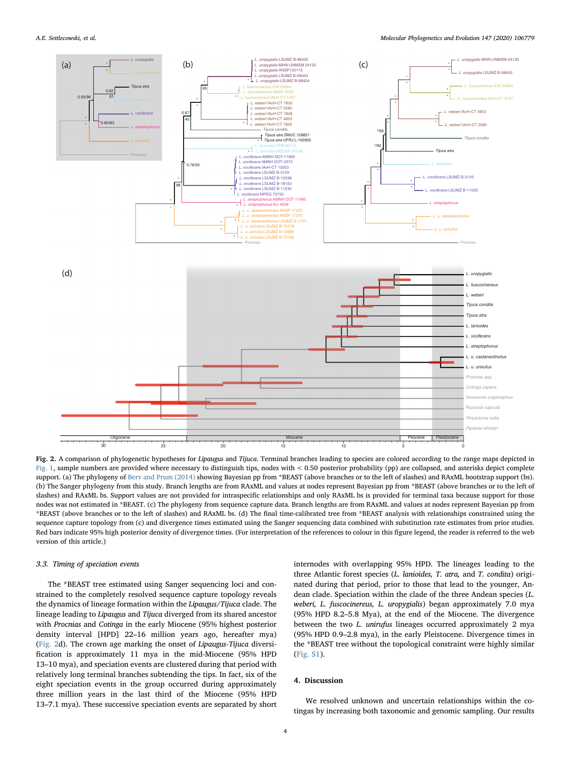**Fig. 2.** A comparison of phylogenetic hypotheses for *Lipaugus* and *Tijuca*. Terminal branches leading to species are colored according to the range maps depicted in Fig. 1, sample numbers are provided where necessary to distinguish tips, nodes with < 0.50 posterior probability (pp) are collapsed, and asterisks depict complete support. (a) The phylogeny of Berv and Prum (2014) showing Bayesian pp from *BEAST (above branches or to the left of slashes) and RAxML bootstrap support (bs). (b) The Sanger phylogeny from this study. Branch lengths are from RAxML and values at nodes represent Bayesian pp from *BEAST (above branches or to the left of slashes) and RAxML bs. Support values are not provided for intraspecific relationships and only RAxML bs is provided for terminal taxa because support for those nodes was not estimated in *BEAST. (c) The phylogeny from sequence capture data. Branch lengths are from RAxML and values at nodes represent Bayesian pp from *BEAST (above branches or to the left of slashes) and RAxML bs. (d) The final time-calibrated tree from *BEAST analysis with relationships constrained using the sequence capture topology from (c) and divergence times estimated using the Sanger sequencing data combined with substitution rate estimates from prior studies. Red bars indicate 95% high posterior density of divergence times. (For interpretation of the references to colour in this figure legend, the reader is referred to the web version of this article.)

### 3.3. Timing of speciation events

The *BEAST tree estimated using Sanger sequencing loci and constrained to the completely resolved sequence capture topology reveals the dynamics of lineage formation within the *Lipaugus/Tijuca* clade. The lineage leading to *Lipaugus* and *Tijuca* diverged from its shared ancestor with *Procnias* and *Cotinga* in the early Miocene (95% highest posterior density interval [HPD] 22–16 million years ago, hereafter mya) (Fig. 2d). The crown age marking the onset of *Lipaugus-Tijuca* diversification is approximately 11 mya in the mid-Miocene (95% HPD 13–10 mya), and speciation events are clustered during that period with relatively long terminal branches subtending the tips. In fact, six of the eight speciation events in the group occurred during approximately three million years in the last third of the Miocene (95% HPD 13–7.1 mya). These successive speciation events are separated by short internodes with overlapping 95% HPD. The lineages leading to the three Atlantic forest species (*L. lanioides, T. atra,* and *T. condita*) originated during that period, prior to those that lead to the younger, Andean clade. Speciation within the clade of the three Andean species (*L. weberi, L. fuscocinereus, L. uropygialis*) began approximately 7.0 mya (95% HPD 8.2–5.8 Mya), at the end of the Miocene. The divergence between the two *L. unirufus* lineages occurred approximately 2 mya (95% HPD 0.9–2.8 mya), in the early Pleistocene. Divergence times in the *BEAST tree without the topological constraint were highly similar (Fig. S1).

## 4. Discussion

We resolved unknown and uncertain relationships within the cotingas by increasing both taxonomic and genomic sampling. Our results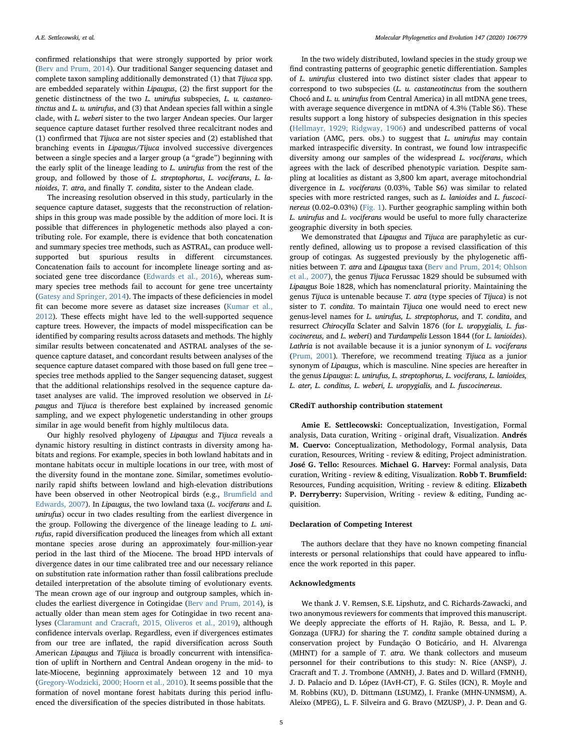confirmed relationships that were strongly supported by prior work (Berv and Prum, 2014). Our traditional Sanger sequencing dataset and complete taxon sampling additionally demonstrated (1) that *Tijuca* spp. are embedded separately within *Lipaugus*, (2) the first support for the genetic distinctness of the two *L. unirufus* subspecies, *L. u. castaneotinctus* and *L. u. unirufus*, and (3) that Andean species fall within a single clade, with *L. weberi* sister to the two larger Andean species. Our larger sequence capture dataset further resolved three recalcitrant nodes and (1) confirmed that *Tijuca* are not sister species and (2) established that branching events in *Lipaugus/Tijuca* involved successive divergences between a single species and a larger group (a "grade") beginning with the early split of the lineage leading to *L. unirufus* from the rest of the group, and followed by those of *L. streptophorus*, *L. vociferans*, *L. lanioides*, *T. atra*, and finally *T. condita*, sister to the Andean clade.

The increasing resolution observed in this study, particularly in the sequence capture dataset, suggests that the reconstruction of relationships in this group was made possible by the addition of more loci. It is possible that differences in phylogenetic methods also played a contributing role. For example, there is evidence that both concatenation and summary species tree methods, such as ASTRAL, can produce well-supported but spurious results in different circumstances. Concatenation fails to account for incomplete lineage sorting and associated gene tree discordance (Edwards et al., 2016), whereas summary species tree methods fail to account for gene tree uncertainty (Gatesy and Springer, 2014). The impacts of these deficiencies in model fit can become more severe as dataset size increases (Kumar et al., 2012). These effects might have led to the well-supported sequence capture trees. However, the impacts of model misspecification can be identified by comparing results across datasets and methods. The highly similar results between concatenated and ASTRAL analyses of the sequence capture dataset, and concordant results between analyses of the sequence capture dataset compared with those based on full gene tree – species tree methods applied to the Sanger sequencing dataset, suggest that the additional relationships resolved in the sequence capture dataset analyses are valid. The improved resolution we observed in *Lipaugus* and *Tijuca* is therefore best explained by increased genomic sampling, and we expect phylogenetic understanding in other groups similar in age would benefit from highly multilocus data.

Our highly resolved phylogeny of *Lipaugus* and *Tijuca* reveals a dynamic history resulting in distinct contrasts in diversity among habitats and regions. For example, species in both lowland habitats and in montane habitats occur in multiple locations in our tree, with most of the diversity found in the montane zone. Similar, sometimes evolutionarily rapid shifts between lowland and high-elevation distributions have been observed in other Neotropical birds (e.g., Brumfield and Edwards, 2007). In *Lipaugus*, the two lowland taxa (*L. vociferans* and *L. unirufus*) occur in two clades resulting from the earliest divergence in the group. Following the divergence of the lineage leading to *L. unirufus*, rapid diversification produced the lineages from which all extant montane species arose during an approximately four-million-year period in the last third of the Miocene. The broad HPD intervals of divergence dates in our time calibrated tree and our necessary reliance on substitution rate information rather than fossil calibrations preclude detailed interpretation of the absolute timing of evolutionary events. The mean crown age of our ingroup and outgroup samples, which includes the earliest divergence in Cotingidae (Berv and Prum, 2014), is actually older than mean stem ages for Cotingidae in two recent analyses (Claramunt and Cracraft, 2015, Oliveros et al., 2019), although confidence intervals overlap. Regardless, even if divergences estimates from our tree are inflated, the rapid diversification across South American *Lipaugus* and *Tijiuca* is broadly concurrent with intensification of uplift in Northern and Central Andean orogeny in the mid- to late-Miocene, beginning approximately between 12 and 10 mya (Gregory-Wodzicki, 2000; Hoorn et al., 2010). It seems possible that the formation of novel montane forest habitats during this period influenced the diversification of the species distributed in those habitats.

In the two widely distributed, lowland species in the study group we find contrasting patterns of geographic genetic differentiation. Samples of *L. unirufus* clustered into two distinct sister clades that appear to correspond to two subspecies (*L. u. castaneotinctus* from the southern Chocó and *L. u. unirufus* from Central America) in all mtDNA gene trees, with average sequence divergence in mtDNA of 4.3% (Table S6). These results support a long history of subspecies designation in this species (Hellmayr, 1929; Ridgway, 1906) and undescribed patterns of vocal variation (AMC, pers. obs.) to suggest that *L. unirufus* may contain marked intraspecific diversity. In contrast, we found low intraspecific diversity among our samples of the widespread *L. vociferans*, which agrees with the lack of described phenotypic variation. Despite sampling at localities as distant as 3,800 km apart, average mitochondrial divergence in *L. vociferans* (0.03%, Table S6) was similar to related species with more restricted ranges, such as *L. lanioides* and *L. fuscocinereus* (0.02–0.03%) (Fig. 1). Further geographic sampling within both *L. unirufus* and *L. vociferans* would be useful to more fully characterize geographic diversity in both species.

We demonstrated that *Lipaugus* and *Tijuca* are paraphyletic as currently defined, allowing us to propose a revised classification of this group of cotingas. As suggested previously by the phylogenetic affinities between *T. atra* and *Lipaugus* taxa (Berv and Prum, 2014; Ohlson et al., 2007), the genus *Tijuca* Ferussac 1829 should be subsumed with *Lipaugus* Boie 1828, which has nomenclatural priority. Maintaining the genus *Tijuca* is untenable because *T. atra* (type species of *Tijuca*) is not sister to *T. condita*. To maintain *Tijuca* one would need to erect new genus-level names for *L. unirufus, L. streptophorus,* and *T. condita*, and resurrect *Chirocylla* Sclater and Salvin 1876 (for *L. uropygialis, L. fuscocinereus,* and *L. weberi*) and *Turdampelis* Lesson 1844 (for *L. lanioides*). *Lathria* is not available because it is a junior synonym of *L. vociferans* (Prum, 2001). Therefore, we recommend treating *Tijuca* as a junior synonym of *Lipaugus*, which is masculine. Nine species are hereafter in the genus *Lipaugus*: *L. unirufus, L. streptophorus, L. vociferans, L. lanioides, L. ater, L. conditus, L. weberi, L. uropygialis,* and *L. fuscocinereus*.

## CRediT authorship contribution statement

**Amie E. Settlecowski:** Conceptualization, Investigation, Formal analysis, Data curation, Writing - original draft, Visualization. **Andrés M. Cuervo:** Conceptualization, Methodology, Formal analysis, Data curation, Resources, Writing - review & editing, Project administration. **José G. Tello:** Resources. **Michael G. Harvey:** Formal analysis, Data curation, Writing - review & editing, Visualization. **Robb T. Brumfield:** Resources, Funding acquisition, Writing - review & editing. **Elizabeth P. Derryberry:** Supervision, Writing - review & editing, Funding acquisition.

## Declaration of Competing Interest

The authors declare that they have no known competing financial interests or personal relationships that could have appeared to influence the work reported in this paper.

## Acknowledgments

We thank J. V. Remsen, S.E. Lipshutz, and C. Richards-Zawacki, and two anonymous reviewers for comments that improved this manuscript. We deeply appreciate the efforts of H. Rajão, R. Bessa, and L. P. Gonzaga (UFRJ) for sharing the *T. condita* sample obtained during a conservation project by Fundação O Boticário, and H. Alvarenga (MHNT) for a sample of *T. atra*. We thank collectors and museum personnel for their contributions to this study: N. Rice (ANSP), J. Cracraft and T. J. Trombone (AMNH), J. Bates and D. Willard (FMNH), J. D. Palacio and D. López (IAvH-CT), F. G. Stiles (ICN), R. Moyle and M. Robbins (KU), D. Dittmann (LSUMZ), I. Franke (MHN-UNMSM), A. Aleixo (MPEG), L. F. Silveira and G. Bravo (MZUSP), J. P. Dean and G.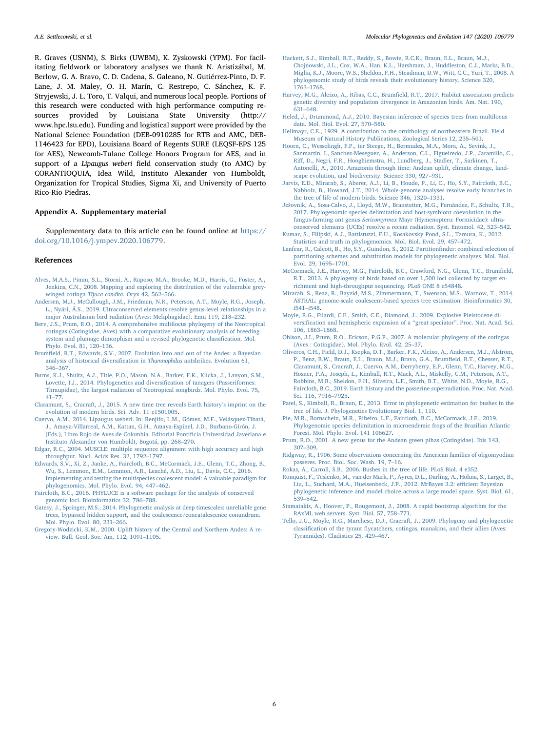R. Graves (USNM), S. Birks (UWBM), K. Zyskowski (YPM). For facilitating fieldwork or laboratory analyses we thank N. Aristizábal, M. Berlow, G. A. Bravo, C. D. Cadena, S. Galeano, N. Gutiérrez-Pinto, D. F. Lane, J. M. Maley, O. H. Marín, C. Restrepo, C. Sánchez, K. F. Stryjewski, J. L. Toro, T. Valqui, and numerous local people. Portions of this research were conducted with high performance computing resources provided by Louisiana State University (http://www.hpc.lsu.edu). Funding and logistical support were provided by the National Science Foundation (DEB-0910285 for RTB and AMC, DEB-1146423 for EPD), Louisiana Board of Regents SURE (LEQSF-EPS 125 for AES), Newcomb-Tulane College Honors Program for AES, and in support of a *Lipaugus weberi* field conservation study (to AMC) by CORANTIOQUIA, Idea Wild, Instituto Alexander von Humboldt, Organization for Tropical Studies, Sigma Xi, and University of Puerto Rico-Rio Piedras.

## Appendix A. Supplementary material

Supplementary data to this article can be found online at https://doi.org/10.1016/j.ympev.2020.106779.

## References

Alves, M.A.S., Pimm, S.L., Storni, A., Raposo, M.A., Brooke, M.D., Harris, G., Foster, A., Jenkins, C.N., 2008. Mapping and exploring the distribution of the vulnerable grey-winged cotinga *Tijuca condita*. Oryx 42, 562–566.

Andersen, M.J., McCullough, J.M., Friedman, N.R., Peterson, A.T., Moyle, R.G., Joseph, L., Nyári, Á.S., 2019. Ultraconserved elements resolve genus-level relationships in a major Australasian bird radiation (Aves: Meliphagidae). Emu 119, 218–232.

Berv, J.S., Prum, R.O., 2014. A comprehensive multilocus phylogeny of the Neotropical cotingas (Cotingidae, Aves) with a comparative evolutionary analysis of breeding system and plumage dimorphism and a revised phylogenetic classification. Mol. Phylo. Evol. 81, 120–136.

Brumfield, R.T., Edwards, S.V., 2007. Evolution into and out of the Andes: a Bayesian analysis of historical diversification in *Thamnophilus* antshrikes. Evolution 61, 346–367.

Burns, K.J., Shultz, A.J., Title, P.O., Mason, N.A., Barker, F.K., Klicka, J., Lanyon, S.M., Lovette, I.J., 2014. Phylogenetics and diversification of tanagers (Passeriformes: Thraupidae), the largest radiation of Neotropical songbirds. Mol. Phylo. Evol. 75, 41–77.

Claramunt, S., Cracraft, J., 2015. A new time tree reveals Earth history's imprint on the evolution of modern birds. Sci. Adv. 11 e1501005.

Cuervo, A.M., 2014. Lipaugus weberi. In: Renjifo, L.M., Gómez, M.F., Velásquez-Tibatá, J., Amaya-Villarreal, A.M., Kattan, G.H., Amaya-Espinel, J.D., Burbano-Girón, J. (Eds.), Libro Rojo de Aves de Colombia. Editorial Pontificia Universidad Javeriana e Instituto Alexander von Humboldt, Bogotá, pp. 268–270.

Edgar, R.C., 2004. MUSCLE: multiple sequence alignment with high accuracy and high throughput. Nucl. Acids Res. 32, 1792–1797.

Edwards, S.V., Xi, Z., Janke, A., Faircloth, B.C., McCormack, J.E., Glenn, T.C., Zhong, B., Wu, S., Lemmon, E.M., Lemmon, A.R., Leaché, A.D., Liu, L., Davis, C.C., 2016. Implementing and testing the multispecies coalescent model: A valuable paradigm for phylogenomics. Mol. Phylo. Evol. 94, 447–462.

Faircloth, B.C., 2016. PHYLUCE is a software package for the analysis of conserved genomic loci. Bioinformatics 32, 786–788.

Gatesy, J., Springer, M.S., 2014. Phylogenetic analysis at deep timescales: unreliable gene trees, bypassed hidden support, and the coalescence/concatalescence conundrum. Mol. Phylo. Evol. 80, 231–266.

Gregory-Wodzicki, K.M., 2000. Uplift history of the Central and Northern Andes: A review. Bull. Geol. Soc. Am. 112, 1091–1105.

Hackett, S.J., Kimball, R.T., Reddy, S., Bowie, R.C.K., Braun, E.L., Braun, M.J., Chojnowski, J.L., Cox, W.A., Han, K.L., Harshman, J., Huddleston, C.J., Marks, B.D., Miglia, K.J., Moore, W.S., Sheldon, F.H., Steadman, D.W., Witt, C.C., Yuri, T., 2008. A phylogenomic study of birds reveals their evolutionary history. Science 320, 1763–1768.

Harvey, M.G., Aleixo, A., Ribas, C.C., Brumfield, R.T., 2017. Habitat association predicts genetic diversity and population divergence in Amazonian birds. Am. Nat. 190, 631–648.

Heled, J., Drummond, A.J., 2010. Bayesian inference of species trees from multilocus data. Mol. Biol. Evol. 27, 570–580.

Hellmayr, C.E., 1929. A contribution to the ornithology of northeastern Brazil. Field Museum of Natural History Publications, Zoological Series 12, 235–501.

Hoorn, C., Wesselingh, F.P., ter Steege, H., Bermudez, M.A., Mora, A., Sevink, J., Sanmartin, I., Sanchez-Meseguer, A., Anderson, C.L., Figueiredo, J.P., Jaramillo, C., Riff, D., Negri, F.R., Hooghiemstra, H., Lundberg, J., Stadler, T., Sarkinen, T., Antonelli, A., 2010. Amazonia through time: Andean uplift, climate change, landscape evolution, and biodiversity. Science 330, 927–931.

Jarvis, E.D., Mirarab, S., Aberer, A.J., Li, B., Houde, P., Li, C., Ho, S.Y., Faircloth, B.C., Nabholz, B., Howard, J.T., 2014. Whole-genome analyses resolve early branches in the tree of life of modern birds. Science 346, 1320–1331.

Ješovnik, A., Sosa-Calvo, J., Lloyd, M.W., Branstetter, M.G., Fernández, F., Schultz, T.R., 2017. Phylogenomic species delimitation and host-symbiont coevolution in the fungus-farming ant genus *Sericomyrmex* Mayr (Hymenoptera: Formicidae): ultraconserved elements (UCEs) resolve a recent radiation. Syst. Entomol. 42, 523–542.

Kumar, S., Filipski, A.J., Battistuzzi, F.U., Kosakovsky Pond, S.L., Tamura, K., 2012. Statistics and truth in phylogenomics. Mol. Biol. Evol. 29, 457–472.

Lanfear, R., Calcott, B., Ho, S.Y., Guindon, S., 2012. Partitionfinder: combined selection of partitioning schemes and substitution models for phylogenetic analyses. Mol. Biol. Evol. 29, 1695–1701.

McCormack, J.E., Harvey, M.G., Faircloth, B.C., Crawford, N.G., Glenn, T.C., Brumfield, R.T., 2013. A phylogeny of birds based on over 1,500 loci collected by target enrichment and high-throughput sequencing. PLoS ONE 8 e54848.

Mirarab, S., Reaz, R., Bayzid, M.S., Zimmermann, T., Swenson, M.S., Warnow, T., 2014. ASTRAL: genome-scale coalescent-based species tree estimation. Bioinformatics 30, i541–i548.

Moyle, R.G., Filardi, C.E., Smith, C.E., Diamond, J., 2009. Explosive Pleistocene diversification and hemispheric expansion of a "great speciator". Proc. Nat. Acad. Sci. 106, 1863–1868.

Ohlson, J.I., Prum, R.O., Ericson, P.G.P., 2007. A molecular phylogeny of the cotingas (Aves : Cotingidae). Mol. Phylo. Evol. 42, 25–37.

Oliveros, C.H., Field, D.J., Ksepka, D.T., Barker, F.K., Aleixo, A., Andersen, M.J., Alström, P., Benz, B.W., Braun, E.L., Braun, M.J., Bravo, G.A., Brumfield, R.T., Chesser, R.T., Claramunt, S., Cracraft, J., Cuervo, A.M., Derryberry, E.P., Glenn, T.C., Harvey, M.G., Hosner, P.A., Joseph, L., Kimball, R.T., Mack, A.L., Miskelly, C.M., Peterson, A.T., Robbins, M.B., Sheldon, F.H., Silveira, L.F., Smith, B.T., White, N.D., Moyle, R.G., Faircloth, B.C., 2019. Earth history and the passerine superradiation. Proc. Nat. Acad. Sci. 116, 7916–7925.

Patel, S., Kimball, R., Braun, E., 2013. Error in phylogenetic estimation for bushes in the tree of life. J. Phylogenetics Evolutionary Biol. 1, 110.

Pie, M.R., Bornschein, M.R., Ribeiro, L.F., Faircloth, B.C., McCormack, J.E., 2019. Phylogenomic species delimitation in microendemic frogs of the Brazilian Atlantic Forest. Mol. Phylo. Evol. 141 106627.

Prum, R.O., 2001. A new genus for the Andean green pihas (Cotingidae). Ibis 143, 307–309.

Ridgway, R., 1906. Some observations concerning the American families of oligomyodian passeres. Proc. Biol. Soc. Wash. 19, 7–16.

Rokas, A., Carroll, S.B., 2006. Bushes in the tree of life. PLoS Biol. 4 e352.

Ronquist, F., Teslenko, M., van der Mark, P., Ayres, D.L., Darling, A., Höhna, S., Larget, B., Liu, L., Suchard, M.A., Huelsenbeck, J.P., 2012. MrBayes 3.2: efficient Bayesian phylogenetic inference and model choice across a large model space. Syst. Biol. 61, 539–542.

Stamatakis, A., Hoover, P., Rougemont, J., 2008. A rapid bootstrap algorithm for the RAxML web servers. Syst. Biol. 57, 758–771.

Tello, J.G., Moyle, R.G., Marchese, D.J., Cracraft, J., 2009. Phylogeny and phylogenetic classification of the tyrant flycatchers, cotingas, manakins, and their allies (Aves: Tyrannides). Cladistics 25, 429–467.